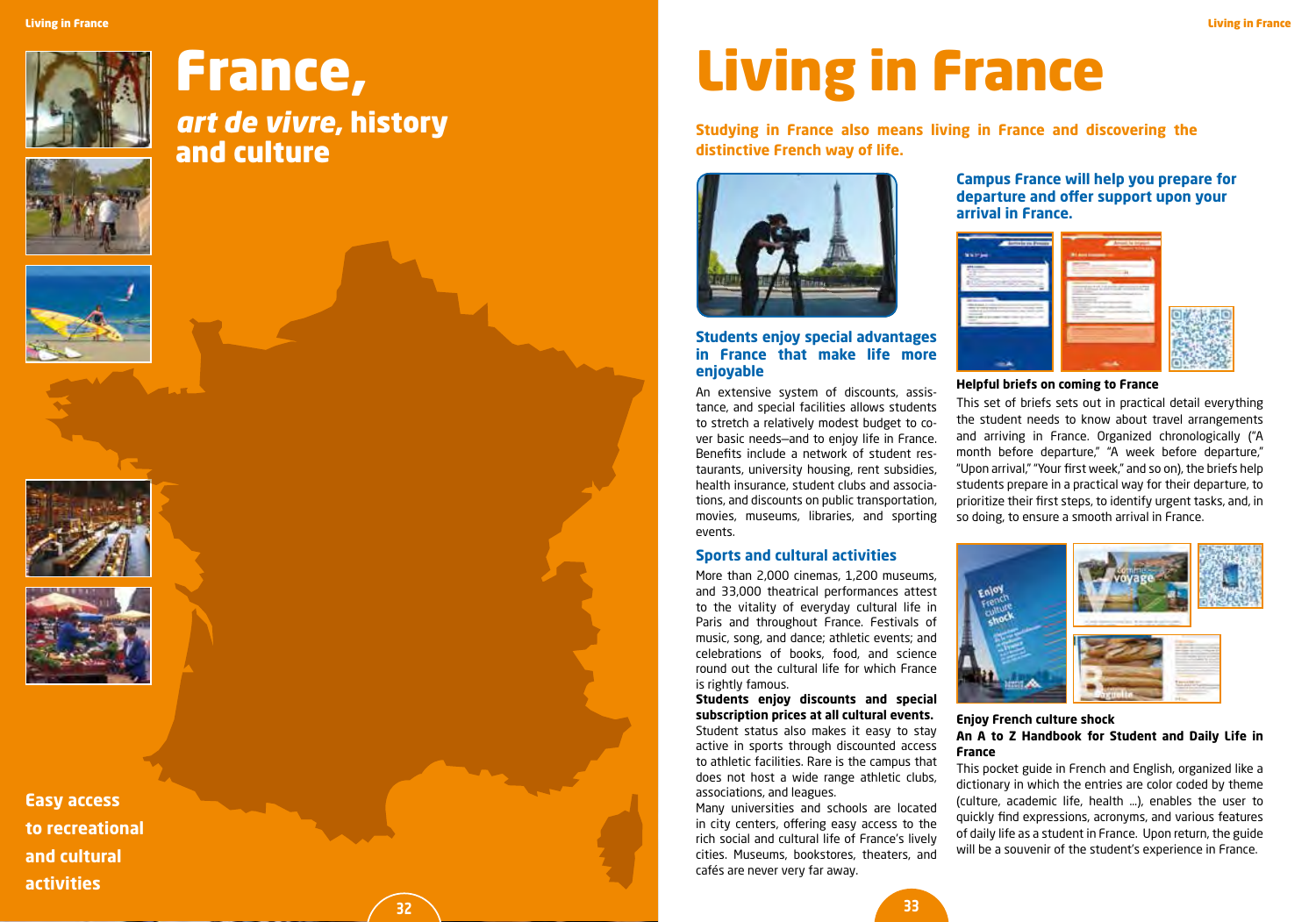# France, *art de vivre*, history and culture

**Easy access to recreational and cultural activities**

# Living in France

**Studying in France also means living in France and discovering the distinctive French way of life.**

### Students enjoy special advantages in France that make life more enjoyable

An extensive system of discounts, assistance, and special facilities allows students to stretch a relatively modest budget to cover basic needs—and to enjoy life in France. Benefits include a network of student restaurants, university housing, rent subsidies, health insurance, student clubs and associations, and discounts on public transportation, movies, museums, libraries, and sporting events.

### Sports and cultural activities

More than 2,000 cinemas, 1,200 museums, and 33,000 theatrical performances attest to the vitality of everyday cultural life in Paris and throughout France. Festivals of music, song, and dance; athletic events; and celebrations of books, food, and science round out the cultural life for which France is rightly famous.

**Students enjoy discounts and special subscription prices at all cultural events.** Student status also makes it easy to stay active in sports through discounted access to athletic facilities. Rare is the campus that does not host a wide range athletic clubs, associations, and leagues.

Many universities and schools are located in city centers, offering easy access to the rich social and cultural life of France's lively cities. Museums, bookstores, theaters, and cafés are never very far away.

### Campus France will help you prepare for departure and offer support upon your arrival in France.

**Helpful briefs on coming to France**

This set of briefs sets out in practical detail everything the student needs to know about travel arrangements and arriving in France. Organized chronologically ("A month before departure," "A week before departure," "Upon arrival," "Your first week," and so on), the briefs help students prepare in a practical way for their departure, to prioritize their first steps, to identify urgent tasks, and, in so doing, to ensure a smooth arrival in France.

**Enjoy French culture shock**
**An A to Z Handbook for Student and Daily Life in France**

This pocket guide in French and English, organized like a dictionary in which the entries are color coded by theme (culture, academic life, health ...), enables the user to quickly find expressions, acronyms, and various features of daily life as a student in France. Upon return, the guide will be a souvenir of the student's experience in France.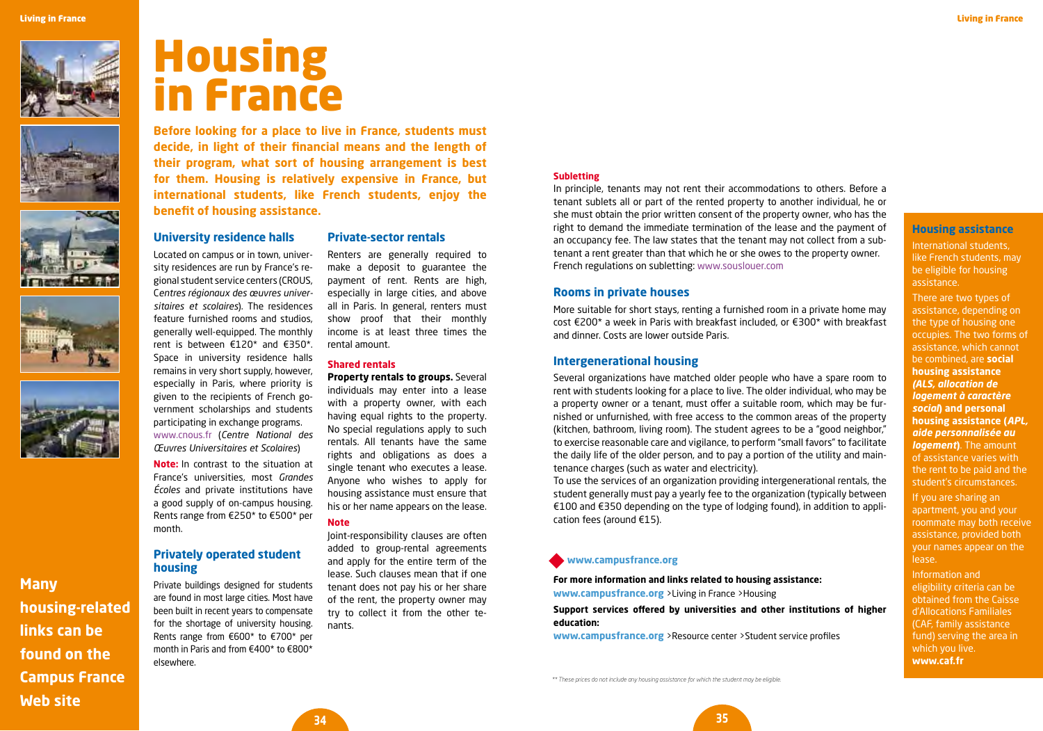# Housing in France

**Before looking for a place to live in France, students must decide, in light of their financial means and the length of their program, what sort of housing arrangement is best for them. Housing is relatively expensive in France, but international students, like French students, enjoy the benefit of housing assistance.**

## University residence halls

Located on campus or in town, university residences are run by France's regional student service centers (CROUS, *Centres régionaux des œuvres universitaires et scolaires*). The residences feature furnished rooms and studios, generally well-equipped. The monthly rent is between €120* and €350*. Space in university residence halls remains in very short supply, however, especially in Paris, where priority is given to the recipients of French government scholarships and students participating in exchange programs.
www.cnous.fr (*Centre National des Œuvres Universitaires et Scolaires*)

**Note:** In contrast to the situation at France's universities, most *Grandes Écoles* and private institutions have a good supply of on-campus housing. Rents range from €250* to €500* per month.

## Privately operated student housing

Private buildings designed for students are found in most large cities. Most have been built in recent years to compensate for the shortage of university housing. Rents range from €600* to €700* per month in Paris and from €400* to €800* elsewhere.

## Private-sector rentals

Renters are generally required to make a deposit to guarantee the payment of rent. Rents are high, especially in large cities, and above all in Paris. In general, renters must show proof that their monthly income is at least three times the rental amount.

### Shared rentals

**Property rentals to groups.** Several individuals may enter into a lease with a property owner, with each having equal rights to the property. No special regulations apply to such rentals. All tenants have the same rights and obligations as does a single tenant who executes a lease. Anyone who wishes to apply for housing assistance must ensure that his or her name appears on the lease.

### Note

Joint-responsibility clauses are often added to group-rental agreements and apply for the entire term of the lease. Such clauses mean that if one tenant does not pay his or her share of the rent, the property owner may try to collect it from the other tenants.

### Subletting

In principle, tenants may not rent their accommodations to others. Before a tenant sublets all or part of the rented property to another individual, he or she must obtain the prior written consent of the property owner, who has the right to demand the immediate termination of the lease and the payment of an occupancy fee. The law states that the tenant may not collect from a subtenant a rent greater than that which he or she owes to the property owner. French regulations on subletting: www.souslouer.com

## Rooms in private houses

More suitable for short stays, renting a furnished room in a private home may cost €200* a week in Paris with breakfast included, or €300* with breakfast and dinner. Costs are lower outside Paris.

## Intergenerational housing

Several organizations have matched older people who have a spare room to rent with students looking for a place to live. The older individual, who may be a property owner or a tenant, must offer a suitable room, which may be furnished or unfurnished, with free access to the common areas of the property (kitchen, bathroom, living room). The student agrees to be a "good neighbor," to exercise reasonable care and vigilance, to perform "small favors" to facilitate the daily life of the older person, and to pay a portion of the utility and maintenance charges (such as water and electricity).
To use the services of an organization providing intergenerational rentals, the student generally must pay a yearly fee to the organization (typically between €100 and €350 depending on the type of lodging found), in addition to application fees (around €15).

**www.campusfrance.org**

**For more information and links related to housing assistance:**
**www.campusfrance.org** >Living in France >Housing

**Support services offered by universities and other institutions of higher education:**
**www.campusfrance.org** >Resource center >Student service profiles

*\*\* These prices do not include any housing assistance for which the student may be eligible.*

## Housing assistance

International students, like French students, may be eligible for housing assistance.

There are two types of assistance, depending on the type of housing one occupies. The two forms of assistance, which cannot be combined, are **social housing assistance *(ALS, allocation de logement à caractère social*) and personal housing assistance (*APL, aide personnalisée au logement*)**. The amount of assistance varies with the rent to be paid and the student's circumstances.

If you are sharing an apartment, you and your roommate may both receive assistance, provided both your names appear on the lease.

Information and eligibility criteria can be obtained from the Caisse d'Allocations Familiales (CAF, family assistance fund) serving the area in which you live.
**www.caf.fr**

**Many housing-related links can be found on the Campus France Web site**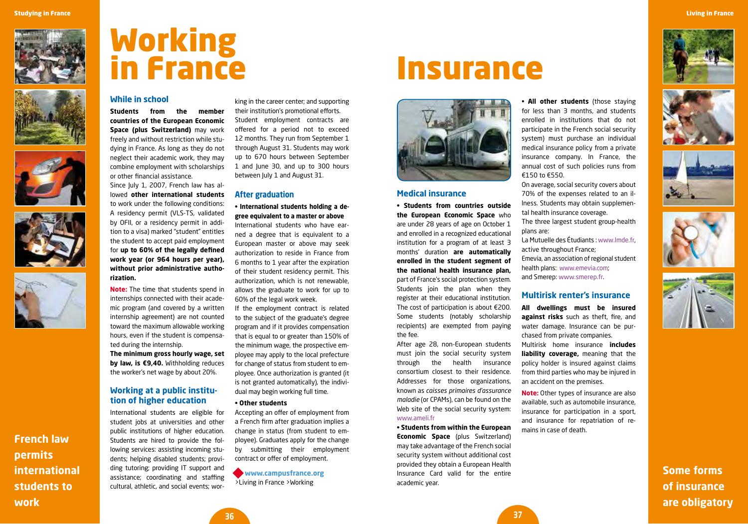# Working in France

## While in school

**Students from the member countries of the European Economic Space (plus Switzerland)** may work freely and without restriction while studying in France. As long as they do not neglect their academic work, they may combine employment with scholarships or other financial assistance.

Since July 1, 2007, French law has allowed **other international students** to work under the following conditions: A residency permit (VLS-TS, validated by OFII, or a residency permit in addition to a visa) marked "student" entitles the student to accept paid employment for **up to 60% of the legally defined work year (or 964 hours per year), without prior administrative authorization.**

**Note:** The time that students spend in internships connected with their academic program (and covered by a written internship agreement) are not counted toward the maximum allowable working hours, even if the student is compensated during the internship.

**The minimum gross hourly wage, set by law, is €9,40.** Withholding reduces the worker's net wage by about 20%.

## Working at a public institution of higher education

International students are eligible for student jobs at universities and other public institutions of higher education. Students are hired to provide the following services: assisting incoming students; helping disabled students; providing tutoring; providing IT support and assistance; coordinating and staffing cultural, athletic, and social events; working in the career center; and supporting their institution's promotional efforts.

Student employment contracts are offered for a period not to exceed 12 months. They run from September 1 through August 31. Students may work up to 670 hours between September 1 and June 30, and up to 300 hours between July 1 and August 31.

## After graduation

**• International students holding a degree equivalent to a master or above**

International students who have earned a degree that is equivalent to a European master or above may seek authorization to reside in France from 6 months to 1 year after the expiration of their student residency permit. This authorization, which is not renewable, allows the graduate to work for up to 60% of the legal work week.

If the employment contract is related to the subject of the graduate's degree program and if it provides compensation that is equal to or greater than 150% of the minimum wage, the prospective employee may apply to the local prefecture for change of status from student to employee. Once authorization is granted (it is not granted automatically), the individual may begin working full time.

**• Other students**

Accepting an offer of employment from a French firm after graduation implies a change in status (from student to employee). Graduates apply for the change by submitting their employment contract or offer of employment.

**www.campusfrance.org**
>Living in France >Working

**French law permits international students to work**

# Insurance

## Medical insurance

**• Students from countries outside the European Economic Space** who are under 28 years of age on October 1 and enrolled in a recognized educational institution for a program of at least 3 months' duration **are automatically enrolled in the student segment of the national health insurance plan,** part of France's social protection system. Students join the plan when they register at their educational institution. The cost of participation is about €200. Some students (notably scholarship recipients) are exempted from paying the fee.

After age 28, non-European students must join the social security system through the health insurance consortium closest to their residence. Addresses for those organizations, known as *caisses primaires d'assurance maladie* (or CPAMs), can be found on the Web site of the social security system: www.ameli.fr

**• Students from within the European Economic Space** (plus Switzerland) may take advantage of the French social security system without additional cost provided they obtain a European Health Insurance Card valid for the entire academic year.

**• All other students** (those staying for less than 3 months, and students enrolled in institutions that do not participate in the French social security system) must purchase an individual medical insurance policy from a private insurance company. In France, the annual cost of such policies runs from €150 to €550.

On average, social security covers about 70% of the expenses related to an illness. Students may obtain supplemental health insurance coverage.

The three largest student group-health plans are:

La Mutuelle des Étudiants : www.lmde.fr, active throughout France;
Emevia, an association of regional student health plans: www.emevia.com;
and Smerep: www.smerep.fr.

## Multirisk renter's insurance

**All dwellings must be insured against risks** such as theft, fire, and water damage. Insurance can be purchased from private companies.

Multirisk home insurance **includes liability coverage,** meaning that the policy holder is insured against claims from third parties who may be injured in an accident on the premises.

**Note:** Other types of insurance are also available, such as automobile insurance, insurance for participation in a sport, and insurance for repatriation of remains in case of death.

**Some forms of insurance are obligatory**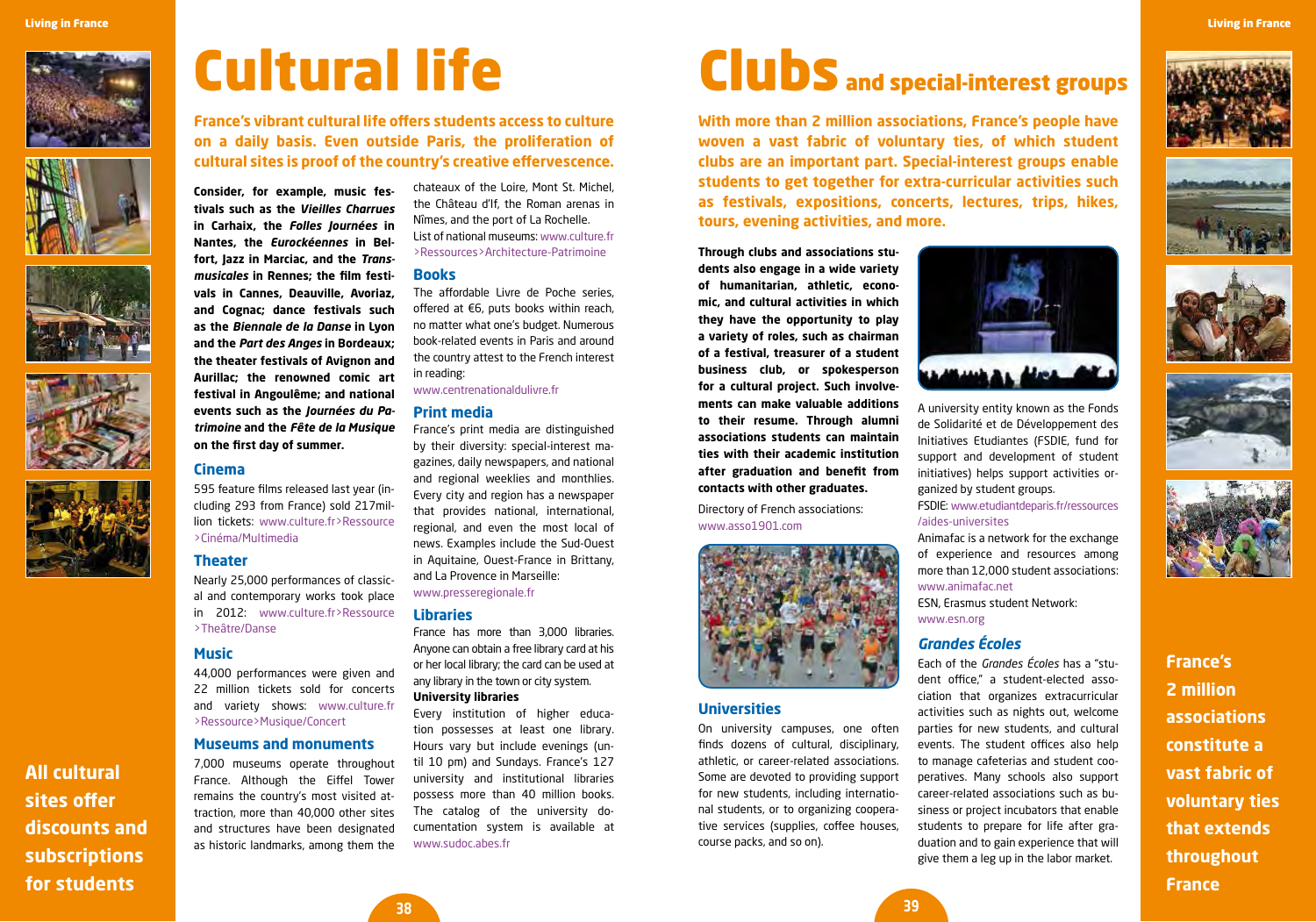# Cultural life

**France's vibrant cultural life offers students access to culture on a daily basis. Even outside Paris, the proliferation of cultural sites is proof of the country's creative effervescence.**

**Consider, for example, music festivals such as the *Vieilles Charrues* in Carhaix, the *Folles Journées* in Nantes, the *Eurockéennes* in Belfort, Jazz in Marciac, and the *Transmusicales* in Rennes; the film festivals in Cannes, Deauville, Avoriaz, and Cognac; dance festivals such as the *Biennale de la Danse* in Lyon and the *Part des Anges* in Bordeaux; the theater festivals of Avignon and Aurillac; the renowned comic art festival in Angoulême; and national events such as the *Journées du Patrimoine* and the *Fête de la Musique* on the first day of summer.**

### Cinema

595 feature films released last year (including 293 from France) sold 217million tickets: www.culture.fr>Ressource >Cinéma/Multimedia

### Theater

Nearly 25,000 performances of classical and contemporary works took place in 2012: www.culture.fr>Ressource >Theâtre/Danse

### Music

44,000 performances were given and 22 million tickets sold for concerts and variety shows: www.culture.fr >Ressource>Musique/Concert

### Museums and monuments

7,000 museums operate throughout France. Although the Eiffel Tower remains the country's most visited attraction, more than 40,000 other sites and structures have been designated as historic landmarks, among them the chateaux of the Loire, Mont St. Michel, the Château d'If, the Roman arenas in Nîmes, and the port of La Rochelle.
List of national museums: www.culture.fr >Ressources>Architecture-Patrimoine

### Books

The affordable Livre de Poche series, offered at €6, puts books within reach, no matter what one's budget. Numerous book-related events in Paris and around the country attest to the French interest in reading:
www.centrenationaldulivre.fr

### Print media

France's print media are distinguished by their diversity: special-interest magazines, daily newspapers, and national and regional weeklies and monthlies. Every city and region has a newspaper that provides national, international, regional, and even the most local of news. Examples include the Sud-Ouest in Aquitaine, Ouest-France in Brittany, and La Provence in Marseille:
www.presseregionale.fr

### Libraries

France has more than 3,000 libraries. Anyone can obtain a free library card at his or her local library; the card can be used at any library in the town or city system.

**University libraries**

Every institution of higher education possesses at least one library. Hours vary but include evenings (until 10 pm) and Sundays. France's 127 university and institutional libraries possess more than 40 million books. The catalog of the university documentation system is available at www.sudoc.abes.fr

**All cultural sites offer discounts and subscriptions for students**

# Clubs and special-interest groups

**With more than 2 million associations, France's people have woven a vast fabric of voluntary ties, of which student clubs are an important part. Special-interest groups enable students to get together for extra-curricular activities such as festivals, expositions, concerts, lectures, trips, hikes, tours, evening activities, and more.**

**Through clubs and associations students also engage in a wide variety of humanitarian, athletic, economic, and cultural activities in which they have the opportunity to play a variety of roles, such as chairman of a festival, treasurer of a student business club, or spokesperson for a cultural project. Such involvements can make valuable additions to their resume. Through alumni associations students can maintain ties with their academic institution after graduation and benefit from contacts with other graduates.**

Directory of French associations:
www.asso1901.com

### Universities

On university campuses, one often finds dozens of cultural, disciplinary, athletic, or career-related associations. Some are devoted to providing support for new students, including international students, or to organizing cooperative services (supplies, coffee houses, course packs, and so on).

A university entity known as the Fonds de Solidarité et de Développement des Initiatives Etudiantes (FSDIE, fund for support and development of student initiatives) helps support activities organized by student groups.
FSDIE: www.etudiantdeparis.fr/ressources /aides-universites

Animafac is a network for the exchange of experience and resources among more than 12,000 student associations:
www.animafac.net

ESN, Erasmus student Network:
www.esn.org

### *Grandes Écoles*

Each of the *Grandes Écoles* has a "student office," a student-elected association that organizes extracurricular activities such as nights out, welcome parties for new students, and cultural events. The student offices also help to manage cafeterias and student cooperatives. Many schools also support career-related associations such as business or project incubators that enable students to prepare for life after graduation and to gain experience that will give them a leg up in the labor market.

**France's 2 million associations constitute a vast fabric of voluntary ties that extends throughout France**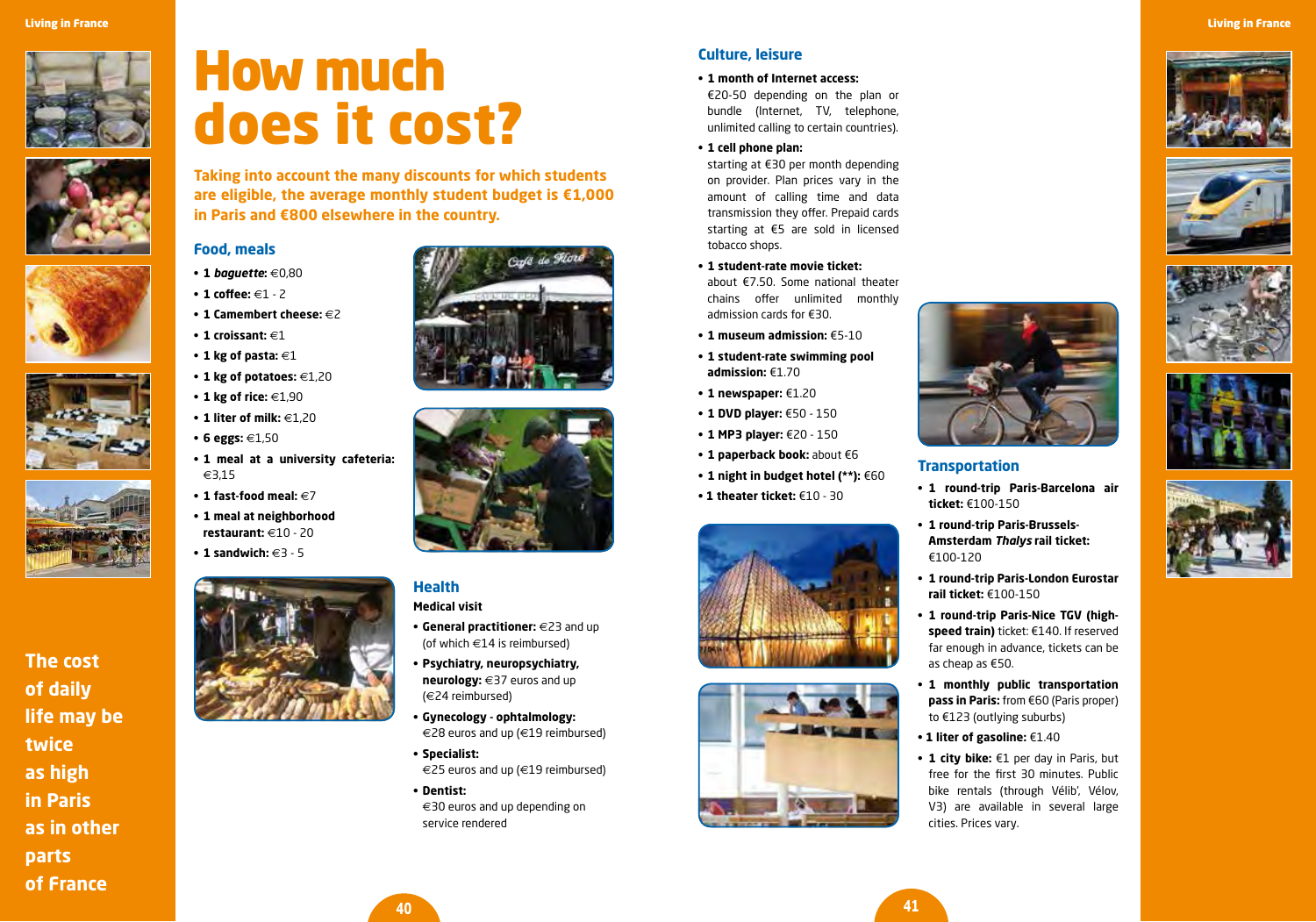# How much does it cost?

**Taking into account the many discounts for which students are eligible, the average monthly student budget is €1,000 in Paris and €800 elsewhere in the country.**

## Food, meals

- **1 *baguette*:** €0,80
- **1 coffee:** €1 - 2
- **1 Camembert cheese:** €2
- **1 croissant:** €1
- **1 kg of pasta:** €1
- **1 kg of potatoes:** €1,20
- **1 kg of rice:** €1,90
- **1 liter of milk:** €1,20
- **6 eggs:** €1,50
- **1 meal at a university cafeteria:** €3,15
- **1 fast-food meal:** €7
- **1 meal at neighborhood restaurant:** €10 - 20
- **1 sandwich:** €3 - 5

## Health

**Medical visit**

- **General practitioner:** €23 and up (of which €14 is reimbursed)
- **Psychiatry, neuropsychiatry, neurology:** €37 euros and up (€24 reimbursed)
- **Gynecology - ophtalmology:** €28 euros and up (€19 reimbursed)
- **Specialist:** €25 euros and up (€19 reimbursed)
- **Dentist:** €30 euros and up depending on service rendered

## Culture, leisure

- **1 month of Internet access:** €20-50 depending on the plan or bundle (Internet, TV, telephone, unlimited calling to certain countries).
- **1 cell phone plan:** starting at €30 per month depending on provider. Plan prices vary in the amount of calling time and data transmission they offer. Prepaid cards starting at €5 are sold in licensed tobacco shops.
- **1 student-rate movie ticket:** about €7.50. Some national theater chains offer unlimited monthly admission cards for €30.
- **1 museum admission:** €5-10
- **1 student-rate swimming pool admission:** €1.70
- **1 newspaper:** €1.20
- **1 DVD player:** €50 - 150
- **1 MP3 player:** €20 - 150
- **1 paperback book:** about €6
- **1 night in budget hotel (\*\*):** €60
- **1 theater ticket:** €10 - 30

## Transportation

- **1 round-trip Paris-Barcelona air ticket:** €100-150
- **1 round-trip Paris-Brussels-Amsterdam *Thalys* rail ticket:** €100-120
- **1 round-trip Paris-London Eurostar rail ticket:** €100-150
- **1 round-trip Paris-Nice TGV (high-speed train)** ticket: €140. If reserved far enough in advance, tickets can be as cheap as €50.
- **1 monthly public transportation pass in Paris:** from €60 (Paris proper) to €123 (outlying suburbs)
- **1 liter of gasoline:** €1.40
- **1 city bike:** €1 per day in Paris, but free for the first 30 minutes. Public bike rentals (through Vélib', Vélov, V3) are available in several large cities. Prices vary.

**The cost of daily life may be twice as high in Paris as in other parts of France**